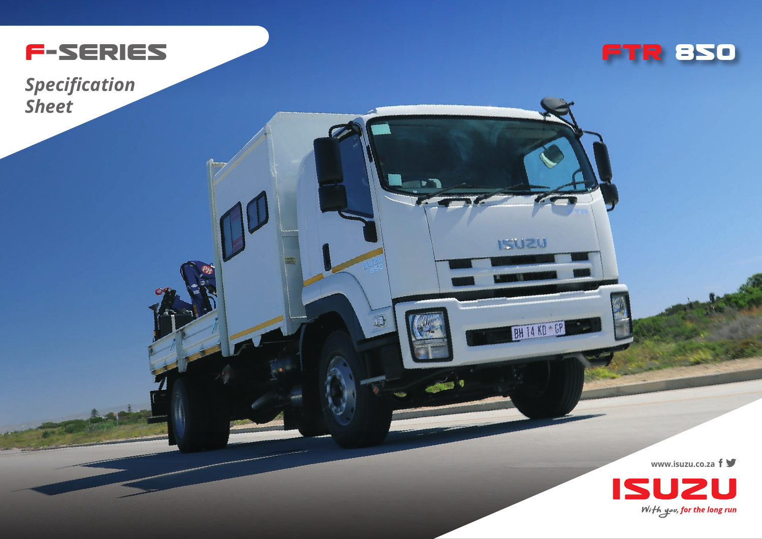# F-SERIES

*Specification Sheet*

# FTR 850

www.isuzu.co.za

ISUZU

*With you, for the long run*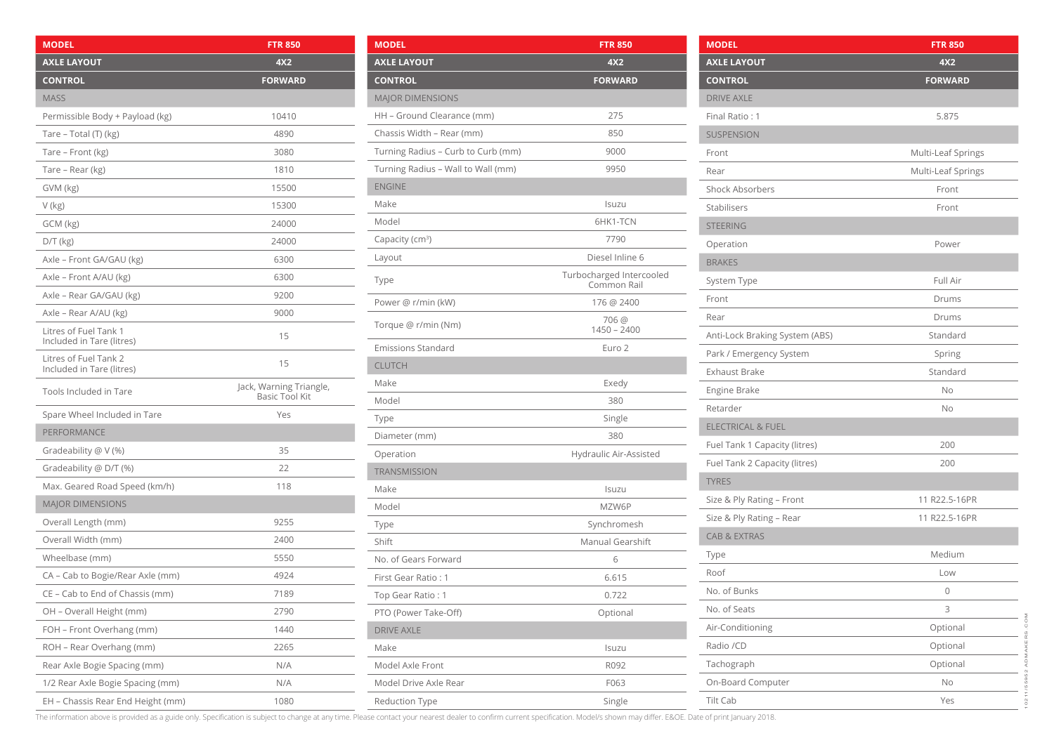| MODEL | FTR 850 |
| --- | --- |
| AXLE LAYOUT | 4X2 |
| CONTROL | FORWARD |
| MASS | |
| Permissible Body + Payload (kg) | 10410 |
| Tare – Total (T) (kg) | 4890 |
| Tare – Front (kg) | 3080 |
| Tare – Rear (kg) | 1810 |
| GVM (kg) | 15500 |
| V (kg) | 15300 |
| GCM (kg) | 24000 |
| D/T (kg) | 24000 |
| Axle – Front GA/GAU (kg) | 6300 |
| Axle – Front A/AU (kg) | 6300 |
| Axle – Rear GA/GAU (kg) | 9200 |
| Axle – Rear A/AU (kg) | 9000 |
| Litres of Fuel Tank 1 Included in Tare (litres) | 15 |
| Litres of Fuel Tank 2 Included in Tare (litres) | 15 |
| Tools Included in Tare | Jack, Warning Triangle, Basic Tool Kit |
| Spare Wheel Included in Tare | Yes |
| PERFORMANCE | |
| Gradeability @ V (%) | 35 |
| Gradeability @ D/T (%) | 22 |
| Max. Geared Road Speed (km/h) | 118 |
| MAJOR DIMENSIONS | |
| Overall Length (mm) | 9255 |
| Overall Width (mm) | 2400 |
| Wheelbase (mm) | 5550 |
| CA – Cab to Bogie/Rear Axle (mm) | 4924 |
| CE – Cab to End of Chassis (mm) | 7189 |
| OH – Overall Height (mm) | 2790 |
| FOH – Front Overhang (mm) | 1440 |
| ROH – Rear Overhang (mm) | 2265 |
| Rear Axle Bogie Spacing (mm) | N/A |
| 1/2 Rear Axle Bogie Spacing (mm) | N/A |
| EH – Chassis Rear End Height (mm) | 1080 |

| MODEL | FTR 850 |
| --- | --- |
| AXLE LAYOUT | 4X2 |
| CONTROL | FORWARD |
| MAJOR DIMENSIONS | |
| HH – Ground Clearance (mm) | 275 |
| Chassis Width – Rear (mm) | 850 |
| Turning Radius – Curb to Curb (mm) | 9000 |
| Turning Radius – Wall to Wall (mm) | 9950 |
| ENGINE | |
| Make | Isuzu |
| Model | 6HK1-TCN |
| Capacity (cm³) | 7790 |
| Layout | Diesel Inline 6 |
| Type | Turbocharged Intercooled Common Rail |
| Power @ r/min (kW) | 176 @ 2400 |
| Torque @ r/min (Nm) | 706 @ 1450 – 2400 |
| Emissions Standard | Euro 2 |
| CLUTCH | |
| Make | Exedy |
| Model | 380 |
| Type | Single |
| Diameter (mm) | 380 |
| Operation | Hydraulic Air-Assisted |
| TRANSMISSION | |
| Make | Isuzu |
| Model | MZW6P |
| Type | Synchromesh |
| Shift | Manual Gearshift |
| No. of Gears Forward | 6 |
| First Gear Ratio : 1 | 6.615 |
| Top Gear Ratio : 1 | 0.722 |
| PTO (Power Take-Off) | Optional |
| DRIVE AXLE | |
| Make | Isuzu |
| Model Axle Front | R092 |
| Model Drive Axle Rear | F063 |
| Reduction Type | Single |

| MODEL | FTR 850 |
| --- | --- |
| AXLE LAYOUT | 4X2 |
| CONTROL | FORWARD |
| DRIVE AXLE | |
| Final Ratio : 1 | 5.875 |
| SUSPENSION | |
| Front | Multi-Leaf Springs |
| Rear | Multi-Leaf Springs |
| Shock Absorbers | Front |
| Stabilisers | Front |
| STEERING | |
| Operation | Power |
| BRAKES | |
| System Type | Full Air |
| Front | Drums |
| Rear | Drums |
| Anti-Lock Braking System (ABS) | Standard |
| Park / Emergency System | Spring |
| Exhaust Brake | Standard |
| Engine Brake | No |
| Retarder | No |
| ELECTRICAL & FUEL | |
| Fuel Tank 1 Capacity (litres) | 200 |
| Fuel Tank 2 Capacity (litres) | 200 |
| TYRES | |
| Size & Ply Rating – Front | 11 R22.5-16PR |
| Size & Ply Rating – Rear | 11 R22.5-16PR |
| CAB & EXTRAS | |
| Type | Medium |
| Roof | Low |
| No. of Bunks | 0 |
| No. of Seats | 3 |
| Air-Conditioning | Optional |
| Radio /CD | Optional |
| Tachograph | Optional |
| On-Board Computer | No |
| Tilt Cab | Yes |

The information above is provided as a guide only. Specification is subject to change at any time. Please contact your nearest dealer to confirm current specification. Model/s shown may differ. E&OE. Date of print January 2018.

10211/55952 ADMAKERS.COM